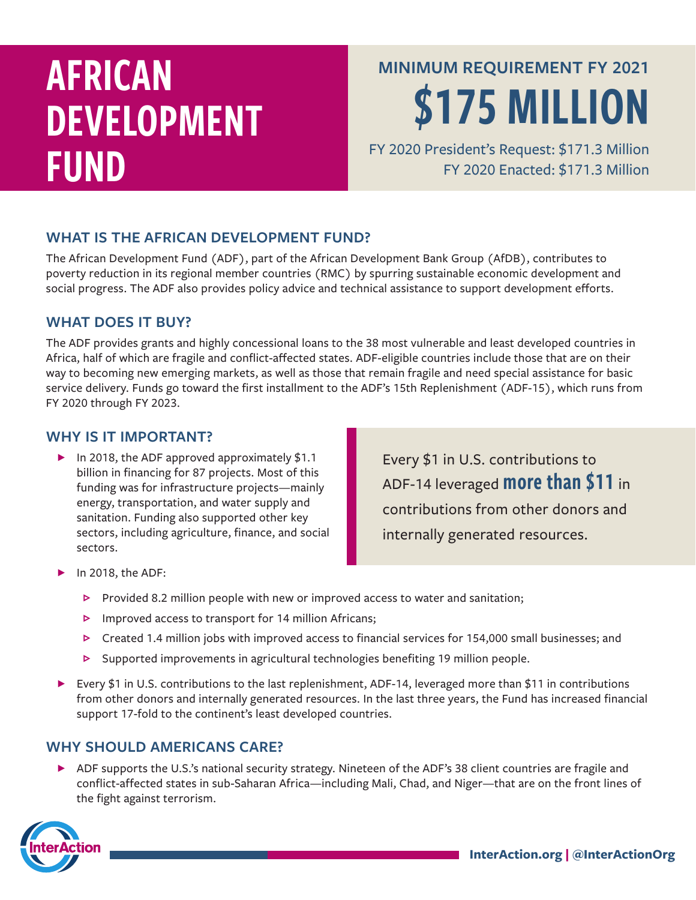# AFRICAN DEVELOPMENT FUND

## MINIMUM REQUIREMENT FY 2021

# $175 MILLION

FY 2020 President's Request: $171.3 Million
FY 2020 Enacted: $171.3 Million

## WHAT IS THE AFRICAN DEVELOPMENT FUND?

The African Development Fund (ADF), part of the African Development Bank Group (AfDB), contributes to poverty reduction in its regional member countries (RMC) by spurring sustainable economic development and social progress. The ADF also provides policy advice and technical assistance to support development efforts.

## WHAT DOES IT BUY?

The ADF provides grants and highly concessional loans to the 38 most vulnerable and least developed countries in Africa, half of which are fragile and conflict-affected states. ADF-eligible countries include those that are on their way to becoming new emerging markets, as well as those that remain fragile and need special assistance for basic service delivery. Funds go toward the first installment to the ADF's 15th Replenishment (ADF-15), which runs from FY 2020 through FY 2023.

## WHY IS IT IMPORTANT?

- In 2018, the ADF approved approximately $1.1 billion in financing for 87 projects. Most of this funding was for infrastructure projects—mainly energy, transportation, and water supply and sanitation. Funding also supported other key sectors, including agriculture, finance, and social sectors.

> Every $1 in U.S. contributions to ADF-14 leveraged **more than $11** in contributions from other donors and internally generated resources.

- In 2018, the ADF:
  - Provided 8.2 million people with new or improved access to water and sanitation;
  - Improved access to transport for 14 million Africans;
  - Created 1.4 million jobs with improved access to financial services for 154,000 small businesses; and
  - Supported improvements in agricultural technologies benefiting 19 million people.
- Every $1 in U.S. contributions to the last replenishment, ADF-14, leveraged more than $11 in contributions from other donors and internally generated resources. In the last three years, the Fund has increased financial support 17-fold to the continent's least developed countries.

## WHY SHOULD AMERICANS CARE?

- ADF supports the U.S.'s national security strategy. Nineteen of the ADF's 38 client countries are fragile and conflict-affected states in sub-Saharan Africa—including Mali, Chad, and Niger—that are on the front lines of the fight against terrorism.

InterAction.org | @InterActionOrg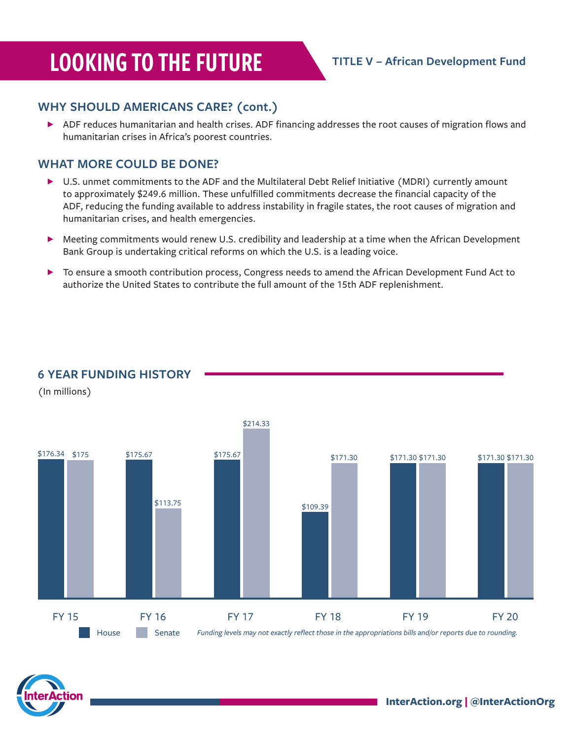# LOOKING TO THE FUTURE

**TITLE V – African Development Fund**

## WHY SHOULD AMERICANS CARE? (cont.)

- ADF reduces humanitarian and health crises. ADF financing addresses the root causes of migration flows and humanitarian crises in Africa's poorest countries.

## WHAT MORE COULD BE DONE?

- U.S. unmet commitments to the ADF and the Multilateral Debt Relief Initiative (MDRI) currently amount to approximately $249.6 million. These unfulfilled commitments decrease the financial capacity of the ADF, reducing the funding available to address instability in fragile states, the root causes of migration and humanitarian crises, and health emergencies.
- Meeting commitments would renew U.S. credibility and leadership at a time when the African Development Bank Group is undertaking critical reforms on which the U.S. is a leading voice.
- To ensure a smooth contribution process, Congress needs to amend the African Development Fund Act to authorize the United States to contribute the full amount of the 15th ADF replenishment.

## 6 YEAR FUNDING HISTORY

(In millions)

FY 15: $176.34 $175

FY 16: $175.67 $113.75

FY 17: $175.67 $214.33

FY 18: $109.39 $171.30

FY 19: $171.30 $171.30

FY 20: $171.30 $171.30

House Senate

*Funding levels may not exactly reflect those in the appropriations bills and/or reports due to rounding.*

InterAction.org | @InterActionOrg